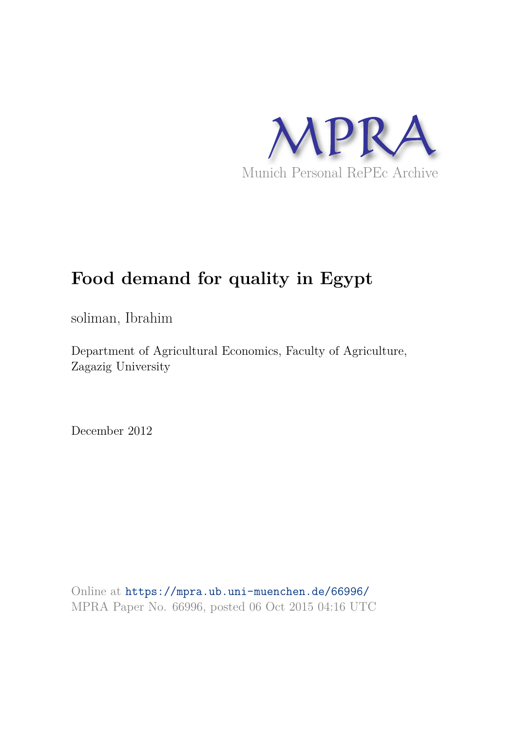MPRA

Munich Personal RePEc Archive

# Food demand for quality in Egypt

soliman, Ibrahim

Department of Agricultural Economics, Faculty of Agriculture, Zagazig University

December 2012

Online at https://mpra.ub.uni-muenchen.de/66996/
MPRA Paper No. 66996, posted 06 Oct 2015 04:16 UTC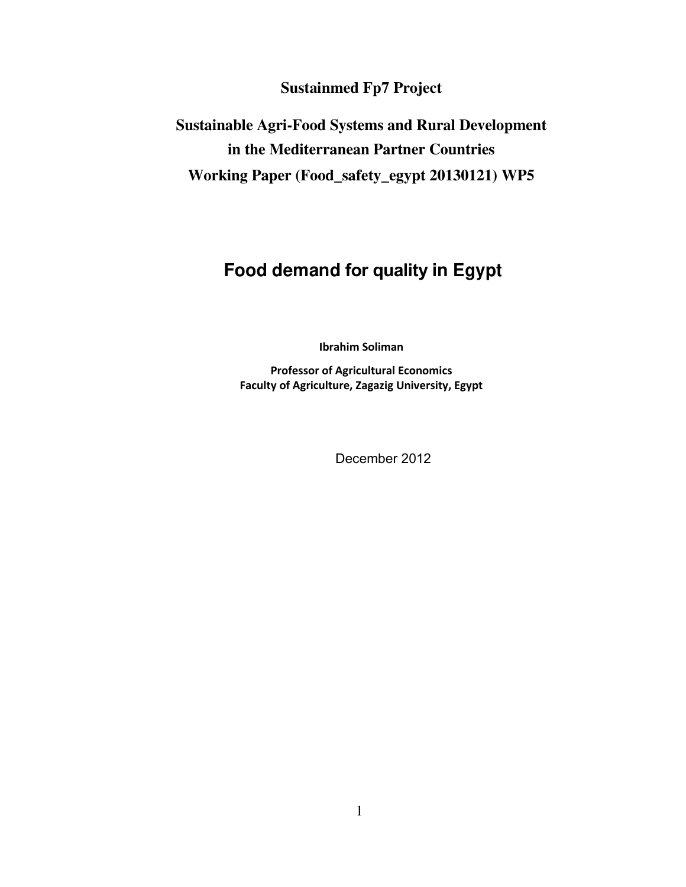**Sustainmed Fp7 Project**

**Sustainable Agri-Food Systems and Rural Development in the Mediterranean Partner Countries**

**Working Paper (Food_safety_egypt 20130121) WP5**

# Food demand for quality in Egypt

**Ibrahim Soliman**

**Professor of Agricultural Economics**
**Faculty of Agriculture, Zagazig University, Egypt**

December 2012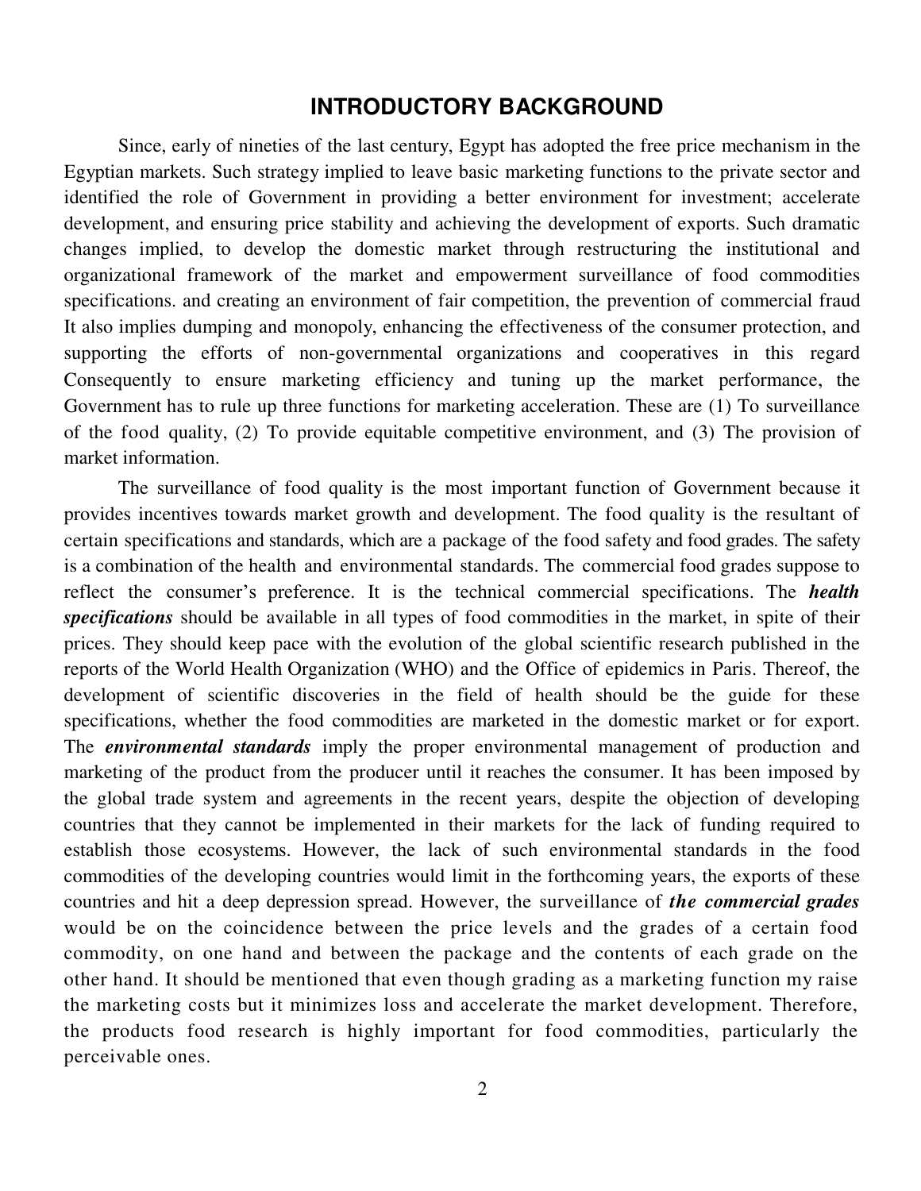## INTRODUCTORY BACKGROUND

Since, early of nineties of the last century, Egypt has adopted the free price mechanism in the Egyptian markets. Such strategy implied to leave basic marketing functions to the private sector and identified the role of Government in providing a better environment for investment; accelerate development, and ensuring price stability and achieving the development of exports. Such dramatic changes implied, to develop the domestic market through restructuring the institutional and organizational framework of the market and empowerment surveillance of food commodities specifications. and creating an environment of fair competition, the prevention of commercial fraud It also implies dumping and monopoly, enhancing the effectiveness of the consumer protection, and supporting the efforts of non-governmental organizations and cooperatives in this regard Consequently to ensure marketing efficiency and tuning up the market performance, the Government has to rule up three functions for marketing acceleration. These are (1) To surveillance of the food quality, (2) To provide equitable competitive environment, and (3) The provision of market information.

The surveillance of food quality is the most important function of Government because it provides incentives towards market growth and development. The food quality is the resultant of certain specifications and standards, which are a package of the food safety and food grades. The safety is a combination of the health and environmental standards. The commercial food grades suppose to reflect the consumer's preference. It is the technical commercial specifications. The ***health specifications*** should be available in all types of food commodities in the market, in spite of their prices. They should keep pace with the evolution of the global scientific research published in the reports of the World Health Organization (WHO) and the Office of epidemics in Paris. Thereof, the development of scientific discoveries in the field of health should be the guide for these specifications, whether the food commodities are marketed in the domestic market or for export. The ***environmental standards*** imply the proper environmental management of production and marketing of the product from the producer until it reaches the consumer. It has been imposed by the global trade system and agreements in the recent years, despite the objection of developing countries that they cannot be implemented in their markets for the lack of funding required to establish those ecosystems. However, the lack of such environmental standards in the food commodities of the developing countries would limit in the forthcoming years, the exports of these countries and hit a deep depression spread. However, the surveillance of ***the commercial grades*** would be on the coincidence between the price levels and the grades of a certain food commodity, on one hand and between the package and the contents of each grade on the other hand. It should be mentioned that even though grading as a marketing function my raise the marketing costs but it minimizes loss and accelerate the market development. Therefore, the products food research is highly important for food commodities, particularly the perceivable ones.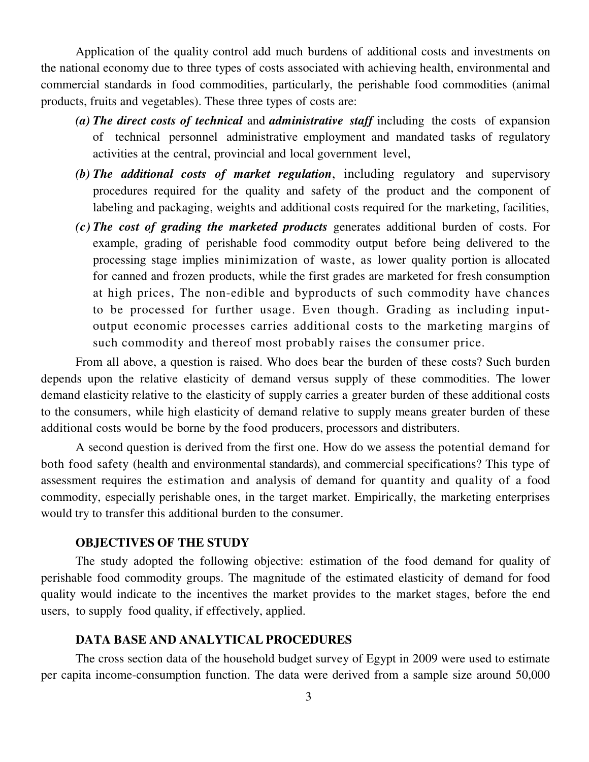Application of the quality control add much burdens of additional costs and investments on the national economy due to three types of costs associated with achieving health, environmental and commercial standards in food commodities, particularly, the perishable food commodities (animal products, fruits and vegetables). These three types of costs are:

*(a)* ***The direct costs of technical*** and ***administrative staff*** including the costs of expansion of technical personnel administrative employment and mandated tasks of regulatory activities at the central, provincial and local government level,

*(b)* ***The additional costs of market regulation***, including regulatory and supervisory procedures required for the quality and safety of the product and the component of labeling and packaging, weights and additional costs required for the marketing, facilities,

*(c)* ***The cost of grading the marketed products*** generates additional burden of costs. For example, grading of perishable food commodity output before being delivered to the processing stage implies minimization of waste, as lower quality portion is allocated for canned and frozen products, while the first grades are marketed for fresh consumption at high prices, The non-edible and byproducts of such commodity have chances to be processed for further usage. Even though. Grading as including input-output economic processes carries additional costs to the marketing margins of such commodity and thereof most probably raises the consumer price.

From all above, a question is raised. Who does bear the burden of these costs? Such burden depends upon the relative elasticity of demand versus supply of these commodities. The lower demand elasticity relative to the elasticity of supply carries a greater burden of these additional costs to the consumers, while high elasticity of demand relative to supply means greater burden of these additional costs would be borne by the food producers, processors and distributers.

A second question is derived from the first one. How do we assess the potential demand for both food safety (health and environmental standards), and commercial specifications? This type of assessment requires the estimation and analysis of demand for quantity and quality of a food commodity, especially perishable ones, in the target market. Empirically, the marketing enterprises would try to transfer this additional burden to the consumer.

## OBJECTIVES OF THE STUDY

The study adopted the following objective: estimation of the food demand for quality of perishable food commodity groups. The magnitude of the estimated elasticity of demand for food quality would indicate to the incentives the market provides to the market stages, before the end users, to supply food quality, if effectively, applied.

## DATA BASE AND ANALYTICAL PROCEDURES

The cross section data of the household budget survey of Egypt in 2009 were used to estimate per capita income-consumption function. The data were derived from a sample size around 50,000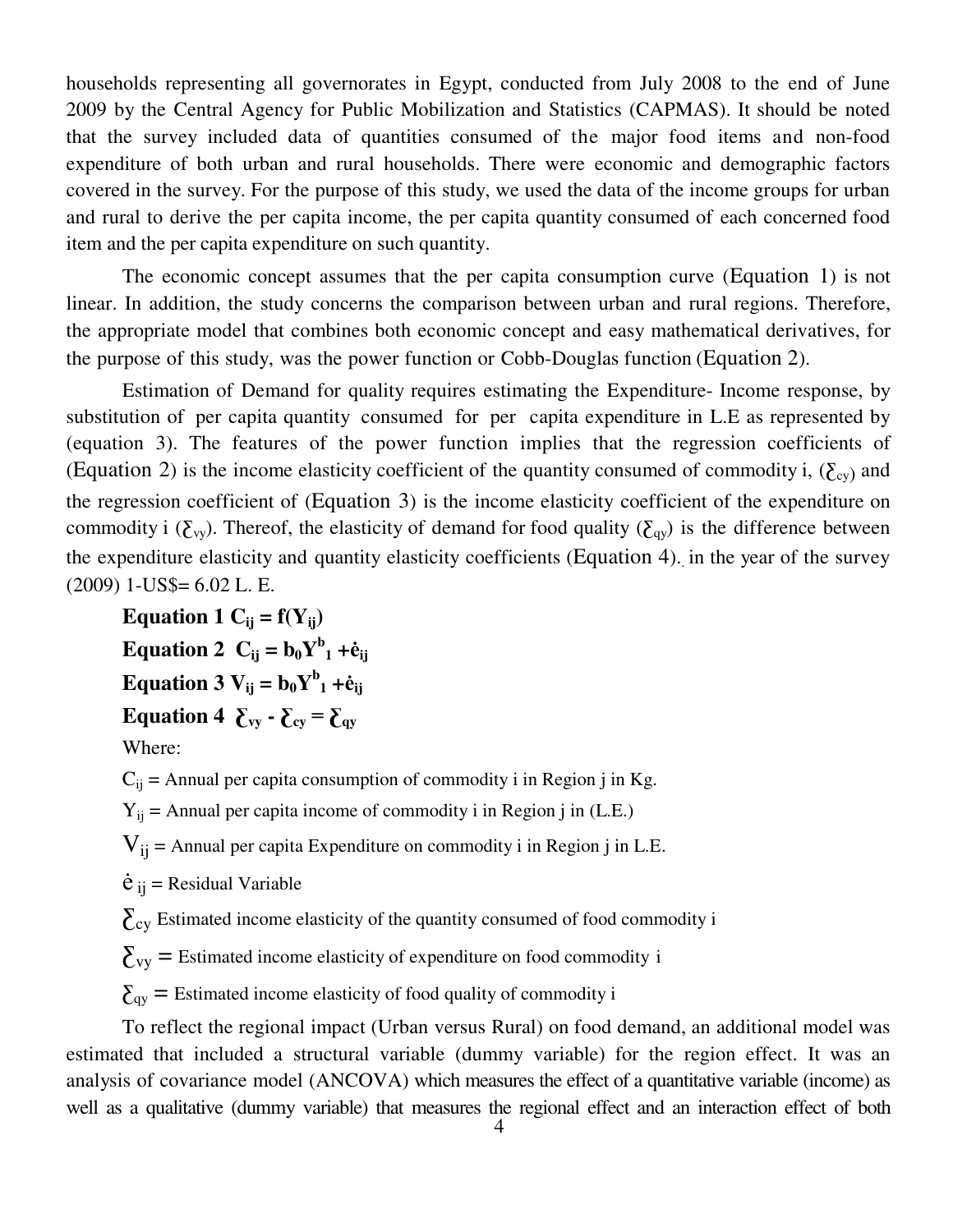households representing all governorates in Egypt, conducted from July 2008 to the end of June 2009 by the Central Agency for Public Mobilization and Statistics (CAPMAS). It should be noted that the survey included data of quantities consumed of the major food items and non-food expenditure of both urban and rural households. There were economic and demographic factors covered in the survey. For the purpose of this study, we used the data of the income groups for urban and rural to derive the per capita income, the per capita quantity consumed of each concerned food item and the per capita expenditure on such quantity.

The economic concept assumes that the per capita consumption curve (Equation 1) is not linear. In addition, the study concerns the comparison between urban and rural regions. Therefore, the appropriate model that combines both economic concept and easy mathematical derivatives, for the purpose of this study, was the power function or Cobb-Douglas function (Equation 2).

Estimation of Demand for quality requires estimating the Expenditure- Income response, by substitution of per capita quantity consumed for per capita expenditure in L.E as represented by (equation 3). The features of the power function implies that the regression coefficients of (Equation 2) is the income elasticity coefficient of the quantity consumed of commodity i, ($\xi_{cy}$) and the regression coefficient of (Equation 3) is the income elasticity coefficient of the expenditure on commodity i ($\xi_{vy}$). Thereof, the elasticity of demand for food quality ($\xi_{qy}$) is the difference between the expenditure elasticity and quantity elasticity coefficients (Equation 4). in the year of the survey (2009) 1-US$= 6.02 L. E.

**Equation 1** $C_{ij} = f(Y_{ij})$

**Equation 2** $C_{ij} = b_0 Y^{b}{}_{1} + \dot{e}_{ij}$

**Equation 3** $V_{ij} = b_0 Y^{b}{}_{1} + \dot{e}_{ij}$

**Equation 4** $\xi_{vy} - \xi_{cy} = \xi_{qy}$

Where:

$C_{ij}$ = Annual per capita consumption of commodity i in Region j in Kg.

$Y_{ij}$ = Annual per capita income of commodity i in Region j in (L.E.)

$V_{ij}$ = Annual per capita Expenditure on commodity i in Region j in L.E.

$\dot{e}_{ij}$ = Residual Variable

$\xi_{cy}$ Estimated income elasticity of the quantity consumed of food commodity i

$\xi_{vy}$ = Estimated income elasticity of expenditure on food commodity i

$\xi_{qy}$ = Estimated income elasticity of food quality of commodity i

To reflect the regional impact (Urban versus Rural) on food demand, an additional model was estimated that included a structural variable (dummy variable) for the region effect. It was an analysis of covariance model (ANCOVA) which measures the effect of a quantitative variable (income) as well as a qualitative (dummy variable) that measures the regional effect and an interaction effect of both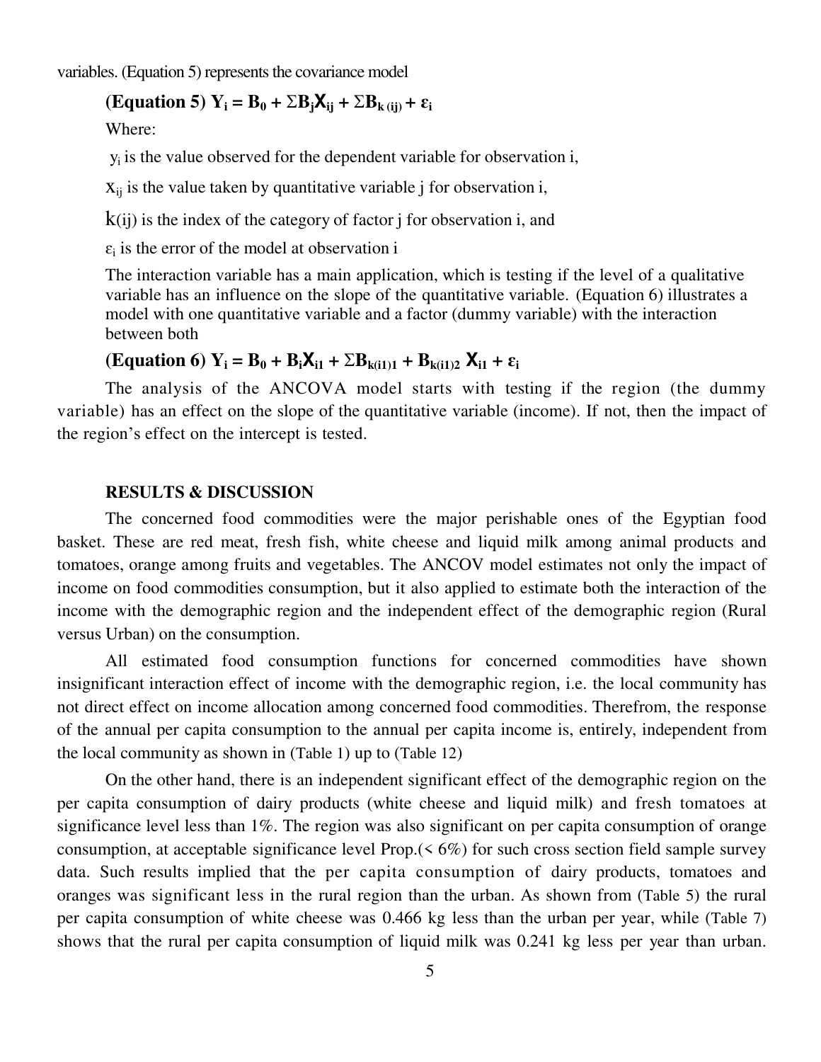variables. (Equation 5) represents the covariance model

**(Equation 5)** $Y_i = B_0 + \Sigma B_j X_{ij} + \Sigma B_{k(ij)} + \varepsilon_i$

Where:

$y_i$ is the value observed for the dependent variable for observation i,

$X_{ij}$ is the value taken by quantitative variable j for observation i,

$k(ij)$ is the index of the category of factor j for observation i, and

$\varepsilon_i$ is the error of the model at observation i

The interaction variable has a main application, which is testing if the level of a qualitative variable has an influence on the slope of the quantitative variable. (Equation 6) illustrates a model with one quantitative variable and a factor (dummy variable) with the interaction between both

**(Equation 6)** $Y_i = B_0 + B_i X_{i1} + \Sigma B_{k(i1)1} + B_{k(i1)2} X_{i1} + \varepsilon_i$

The analysis of the ANCOVA model starts with testing if the region (the dummy variable) has an effect on the slope of the quantitative variable (income). If not, then the impact of the region's effect on the intercept is tested.

## RESULTS & DISCUSSION

The concerned food commodities were the major perishable ones of the Egyptian food basket. These are red meat, fresh fish, white cheese and liquid milk among animal products and tomatoes, orange among fruits and vegetables. The ANCOV model estimates not only the impact of income on food commodities consumption, but it also applied to estimate both the interaction of the income with the demographic region and the independent effect of the demographic region (Rural versus Urban) on the consumption.

All estimated food consumption functions for concerned commodities have shown insignificant interaction effect of income with the demographic region, i.e. the local community has not direct effect on income allocation among concerned food commodities. Therefrom, the response of the annual per capita consumption to the annual per capita income is, entirely, independent from the local community as shown in (Table 1) up to (Table 12)

On the other hand, there is an independent significant effect of the demographic region on the per capita consumption of dairy products (white cheese and liquid milk) and fresh tomatoes at significance level less than 1%. The region was also significant on per capita consumption of orange consumption, at acceptable significance level Prop.(< 6%) for such cross section field sample survey data. Such results implied that the per capita consumption of dairy products, tomatoes and oranges was significant less in the rural region than the urban. As shown from (Table 5) the rural per capita consumption of white cheese was 0.466 kg less than the urban per year, while (Table 7) shows that the rural per capita consumption of liquid milk was 0.241 kg less per year than urban.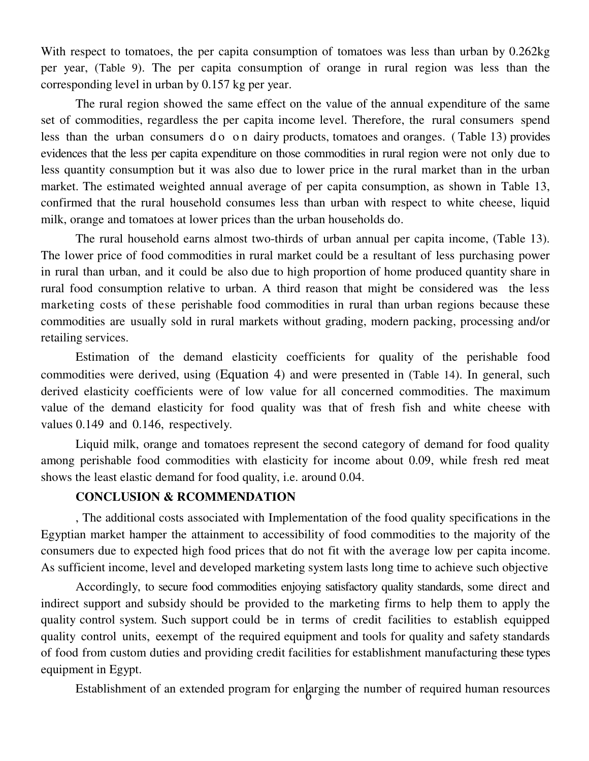With respect to tomatoes, the per capita consumption of tomatoes was less than urban by 0.262kg per year, (Table 9). The per capita consumption of orange in rural region was less than the corresponding level in urban by 0.157 kg per year.

The rural region showed the same effect on the value of the annual expenditure of the same set of commodities, regardless the per capita income level. Therefore, the rural consumers spend less than the urban consumers do on dairy products, tomatoes and oranges. (Table 13) provides evidences that the less per capita expenditure on those commodities in rural region were not only due to less quantity consumption but it was also due to lower price in the rural market than in the urban market. The estimated weighted annual average of per capita consumption, as shown in Table 13, confirmed that the rural household consumes less than urban with respect to white cheese, liquid milk, orange and tomatoes at lower prices than the urban households do.

The rural household earns almost two-thirds of urban annual per capita income, (Table 13). The lower price of food commodities in rural market could be a resultant of less purchasing power in rural than urban, and it could be also due to high proportion of home produced quantity share in rural food consumption relative to urban. A third reason that might be considered was the less marketing costs of these perishable food commodities in rural than urban regions because these commodities are usually sold in rural markets without grading, modern packing, processing and/or retailing services.

Estimation of the demand elasticity coefficients for quality of the perishable food commodities were derived, using (Equation 4) and were presented in (Table 14). In general, such derived elasticity coefficients were of low value for all concerned commodities. The maximum value of the demand elasticity for food quality was that of fresh fish and white cheese with values 0.149 and 0.146, respectively.

Liquid milk, orange and tomatoes represent the second category of demand for food quality among perishable food commodities with elasticity for income about 0.09, while fresh red meat shows the least elastic demand for food quality, i.e. around 0.04.

**CONCLUSION & RCOMMENDATION**

, The additional costs associated with Implementation of the food quality specifications in the Egyptian market hamper the attainment to accessibility of food commodities to the majority of the consumers due to expected high food prices that do not fit with the average low per capita income. As sufficient income, level and developed marketing system lasts long time to achieve such objective

Accordingly, to secure food commodities enjoying satisfactory quality standards, some direct and indirect support and subsidy should be provided to the marketing firms to help them to apply the quality control system. Such support could be in terms of credit facilities to establish equipped quality control units, eexempt of the required equipment and tools for quality and safety standards of food from custom duties and providing credit facilities for establishment manufacturing these types equipment in Egypt.

Establishment of an extended program for enlarging the number of required human resources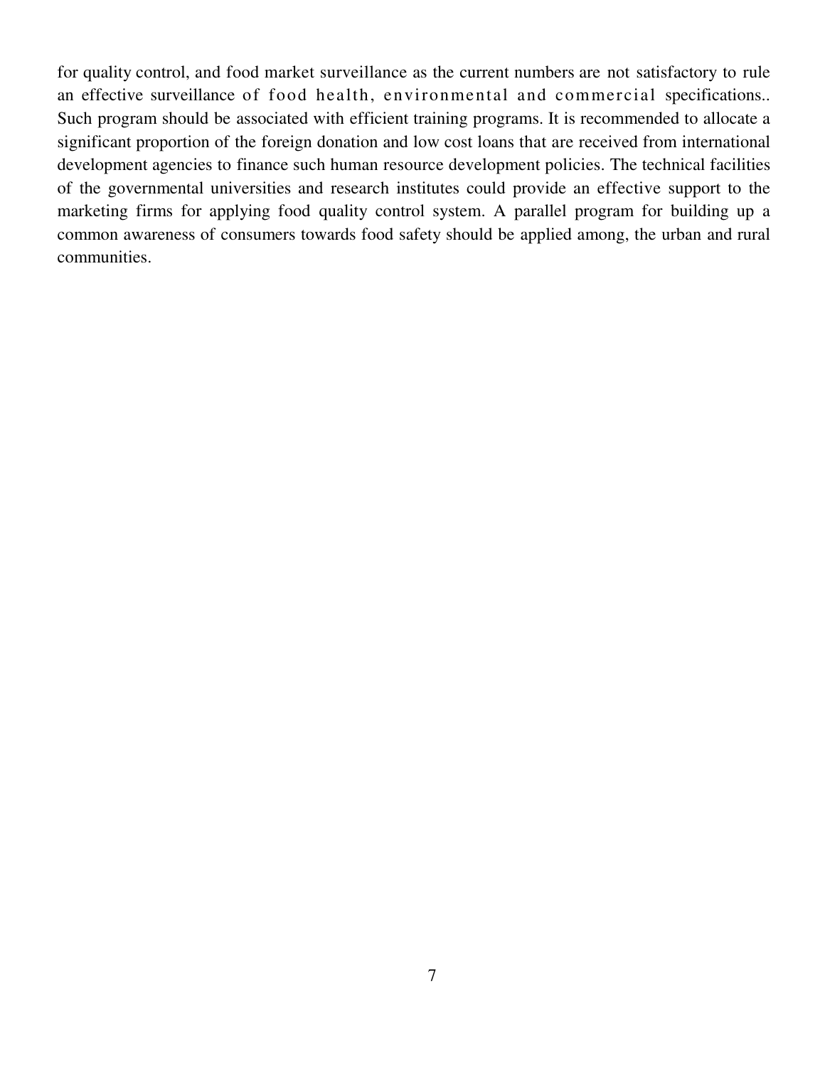for quality control, and food market surveillance as the current numbers are not satisfactory to rule an effective surveillance of food health, environmental and commercial specifications.. Such program should be associated with efficient training programs. It is recommended to allocate a significant proportion of the foreign donation and low cost loans that are received from international development agencies to finance such human resource development policies. The technical facilities of the governmental universities and research institutes could provide an effective support to the marketing firms for applying food quality control system. A parallel program for building up a common awareness of consumers towards food safety should be applied among, the urban and rural communities.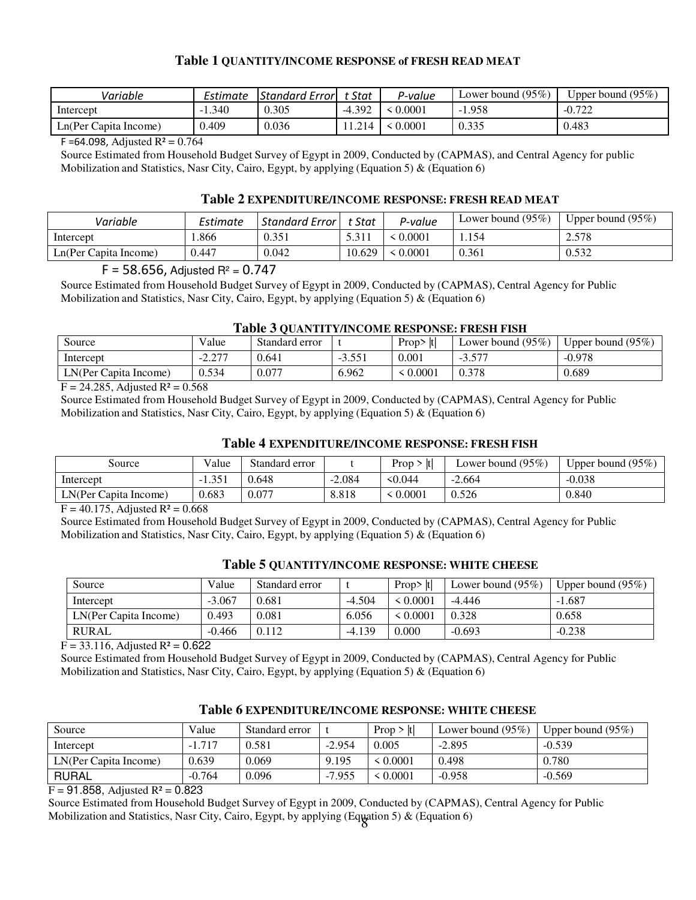**Table 1 QUANTITY/INCOME RESPONSE of FRESH READ MEAT**

| *Variable* | *Estimate* | *Standard Error* | *t Stat* | *P-value* | Lower bound (95%) | Upper bound (95%) |
|---|---|---|---|---|---|---|
| Intercept | -1.340 | 0.305 | -4.392 | < 0.0001 | -1.958 | -0.722 |
| Ln(Per Capita Income) | 0.409 | 0.036 | 11.214 | < 0.0001 | 0.335 | 0.483 |

F =64.098, Adjusted $R^2 = 0.764$

Source Estimated from Household Budget Survey of Egypt in 2009, Conducted by (CAPMAS), and Central Agency for public Mobilization and Statistics, Nasr City, Cairo, Egypt, by applying (Equation 5) & (Equation 6)

**Table 2 EXPENDITURE/INCOME RESPONSE: FRESH READ MEAT**

| *Variable* | *Estimate* | *Standard Error* | *t Stat* | *P-value* | Lower bound (95%) | Upper bound (95%) |
|---|---|---|---|---|---|---|
| Intercept | 1.866 | 0.351 | 5.311 | < 0.0001 | 1.154 | 2.578 |
| Ln(Per Capita Income) | 0.447 | 0.042 | 10.629 | < 0.0001 | 0.361 | 0.532 |

F = 58.656, Adjusted $R^2 = 0.747$

Source Estimated from Household Budget Survey of Egypt in 2009, Conducted by (CAPMAS), Central Agency for Public Mobilization and Statistics, Nasr City, Cairo, Egypt, by applying (Equation 5) & (Equation 6)

**Table 3 QUANTITY/INCOME RESPONSE: FRESH FISH**

| Source | Value | Standard error | t | Prop> \|t\| | Lower bound (95%) | Upper bound (95%) |
|---|---|---|---|---|---|---|
| Intercept | -2.277 | 0.641 | -3.551 | 0.001 | -3.577 | -0.978 |
| LN(Per Capita Income) | 0.534 | 0.077 | 6.962 | < 0.0001 | 0.378 | 0.689 |

F = 24.285, Adjusted $R^2 = 0.568$

Source Estimated from Household Budget Survey of Egypt in 2009, Conducted by (CAPMAS), Central Agency for Public Mobilization and Statistics, Nasr City, Cairo, Egypt, by applying (Equation 5) & (Equation 6)

**Table 4 EXPENDITURE/INCOME RESPONSE: FRESH FISH**

| Source | Value | Standard error | t | Prop > \|t\| | Lower bound (95%) | Upper bound (95%) |
|---|---|---|---|---|---|---|
| Intercept | -1.351 | 0.648 | -2.084 | <0.044 | -2.664 | -0.038 |
| LN(Per Capita Income) | 0.683 | 0.077 | 8.818 | < 0.0001 | 0.526 | 0.840 |

F = 40.175, Adjusted $R^2 = 0.668$

Source Estimated from Household Budget Survey of Egypt in 2009, Conducted by (CAPMAS), Central Agency for Public Mobilization and Statistics, Nasr City, Cairo, Egypt, by applying (Equation 5) & (Equation 6)

**Table 5 QUANTITY/INCOME RESPONSE: WHITE CHEESE**

| Source | Value | Standard error | t | Prop> \|t\| | Lower bound (95%) | Upper bound (95%) |
|---|---|---|---|---|---|---|
| Intercept | -3.067 | 0.681 | -4.504 | < 0.0001 | -4.446 | -1.687 |
| LN(Per Capita Income) | 0.493 | 0.081 | 6.056 | < 0.0001 | 0.328 | 0.658 |
| RURAL | -0.466 | 0.112 | -4.139 | 0.000 | -0.693 | -0.238 |

F = 33.116, Adjusted $R^2 = 0.622$

Source Estimated from Household Budget Survey of Egypt in 2009, Conducted by (CAPMAS), Central Agency for Public Mobilization and Statistics, Nasr City, Cairo, Egypt, by applying (Equation 5) & (Equation 6)

**Table 6 EXPENDITURE/INCOME RESPONSE: WHITE CHEESE**

| Source | Value | Standard error | t | Prop > \|t\| | Lower bound (95%) | Upper bound (95%) |
|---|---|---|---|---|---|---|
| Intercept | -1.717 | 0.581 | -2.954 | 0.005 | -2.895 | -0.539 |
| LN(Per Capita Income) | 0.639 | 0.069 | 9.195 | < 0.0001 | 0.498 | 0.780 |
| RURAL | -0.764 | 0.096 | -7.955 | < 0.0001 | -0.958 | -0.569 |

F = 91.858, Adjusted $R^2 = 0.823$

Source Estimated from Household Budget Survey of Egypt in 2009, Conducted by (CAPMAS), Central Agency for Public Mobilization and Statistics, Nasr City, Cairo, Egypt, by applying (Equation 5) & (Equation 6)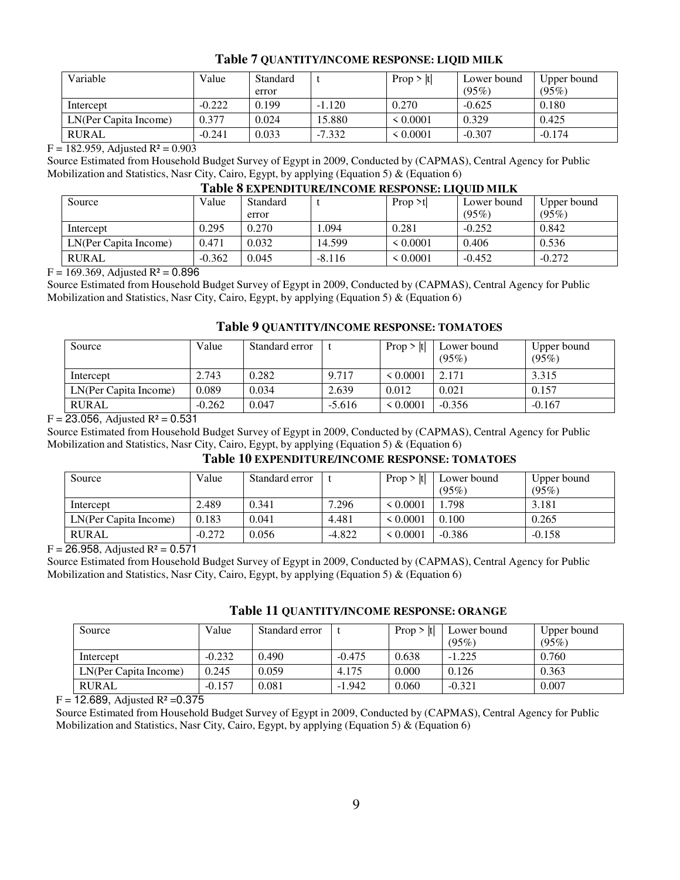**Table 7 QUANTITY/INCOME RESPONSE: LIQID MILK**

| Variable | Value | Standard error | t | Prop > \|t\| | Lower bound (95%) | Upper bound (95%) |
|---|---|---|---|---|---|---|
| Intercept | -0.222 | 0.199 | -1.120 | 0.270 | -0.625 | 0.180 |
| LN(Per Capita Income) | 0.377 | 0.024 | 15.880 | < 0.0001 | 0.329 | 0.425 |
| RURAL | -0.241 | 0.033 | -7.332 | < 0.0001 | -0.307 | -0.174 |

F = 182.959, Adjusted $R^2$ = 0.903

Source Estimated from Household Budget Survey of Egypt in 2009, Conducted by (CAPMAS), Central Agency for Public Mobilization and Statistics, Nasr City, Cairo, Egypt, by applying (Equation 5) & (Equation 6)

**Table 8 EXPENDITURE/INCOME RESPONSE: LIQUID MILK**

| Source | Value | Standard error | t | Prop >t\| | Lower bound (95%) | Upper bound (95%) |
|---|---|---|---|---|---|---|
| Intercept | 0.295 | 0.270 | 1.094 | 0.281 | -0.252 | 0.842 |
| LN(Per Capita Income) | 0.471 | 0.032 | 14.599 | < 0.0001 | 0.406 | 0.536 |
| RURAL | -0.362 | 0.045 | -8.116 | < 0.0001 | -0.452 | -0.272 |

F = 169.369, Adjusted $R^2$ = 0.896

Source Estimated from Household Budget Survey of Egypt in 2009, Conducted by (CAPMAS), Central Agency for Public Mobilization and Statistics, Nasr City, Cairo, Egypt, by applying (Equation 5) & (Equation 6)

**Table 9 QUANTITY/INCOME RESPONSE: TOMATOES**

| Source | Value | Standard error | t | Prop > \|t\| | Lower bound (95%) | Upper bound (95%) |
|---|---|---|---|---|---|---|
| Intercept | 2.743 | 0.282 | 9.717 | < 0.0001 | 2.171 | 3.315 |
| LN(Per Capita Income) | 0.089 | 0.034 | 2.639 | 0.012 | 0.021 | 0.157 |
| RURAL | -0.262 | 0.047 | -5.616 | < 0.0001 | -0.356 | -0.167 |

F = 23.056, Adjusted $R^2$ = 0.531

Source Estimated from Household Budget Survey of Egypt in 2009, Conducted by (CAPMAS), Central Agency for Public Mobilization and Statistics, Nasr City, Cairo, Egypt, by applying (Equation 5) & (Equation 6)

**Table 10 EXPENDITURE/INCOME RESPONSE: TOMATOES**

| Source | Value | Standard error | t | Prop > \|t\| | Lower bound (95%) | Upper bound (95%) |
|---|---|---|---|---|---|---|
| Intercept | 2.489 | 0.341 | 7.296 | < 0.0001 | 1.798 | 3.181 |
| LN(Per Capita Income) | 0.183 | 0.041 | 4.481 | < 0.0001 | 0.100 | 0.265 |
| RURAL | -0.272 | 0.056 | -4.822 | < 0.0001 | -0.386 | -0.158 |

F = 26.958, Adjusted $R^2$ = 0.571

Source Estimated from Household Budget Survey of Egypt in 2009, Conducted by (CAPMAS), Central Agency for Public Mobilization and Statistics, Nasr City, Cairo, Egypt, by applying (Equation 5) & (Equation 6)

**Table 11 QUANTITY/INCOME RESPONSE: ORANGE**

| Source | Value | Standard error | t | Prop > \|t\| | Lower bound (95%) | Upper bound (95%) |
|---|---|---|---|---|---|---|
| Intercept | -0.232 | 0.490 | -0.475 | 0.638 | -1.225 | 0.760 |
| LN(Per Capita Income) | 0.245 | 0.059 | 4.175 | 0.000 | 0.126 | 0.363 |
| RURAL | -0.157 | 0.081 | -1.942 | 0.060 | -0.321 | 0.007 |

F = 12.689, Adjusted $R^2$ =0.375

Source Estimated from Household Budget Survey of Egypt in 2009, Conducted by (CAPMAS), Central Agency for Public Mobilization and Statistics, Nasr City, Cairo, Egypt, by applying (Equation 5) & (Equation 6)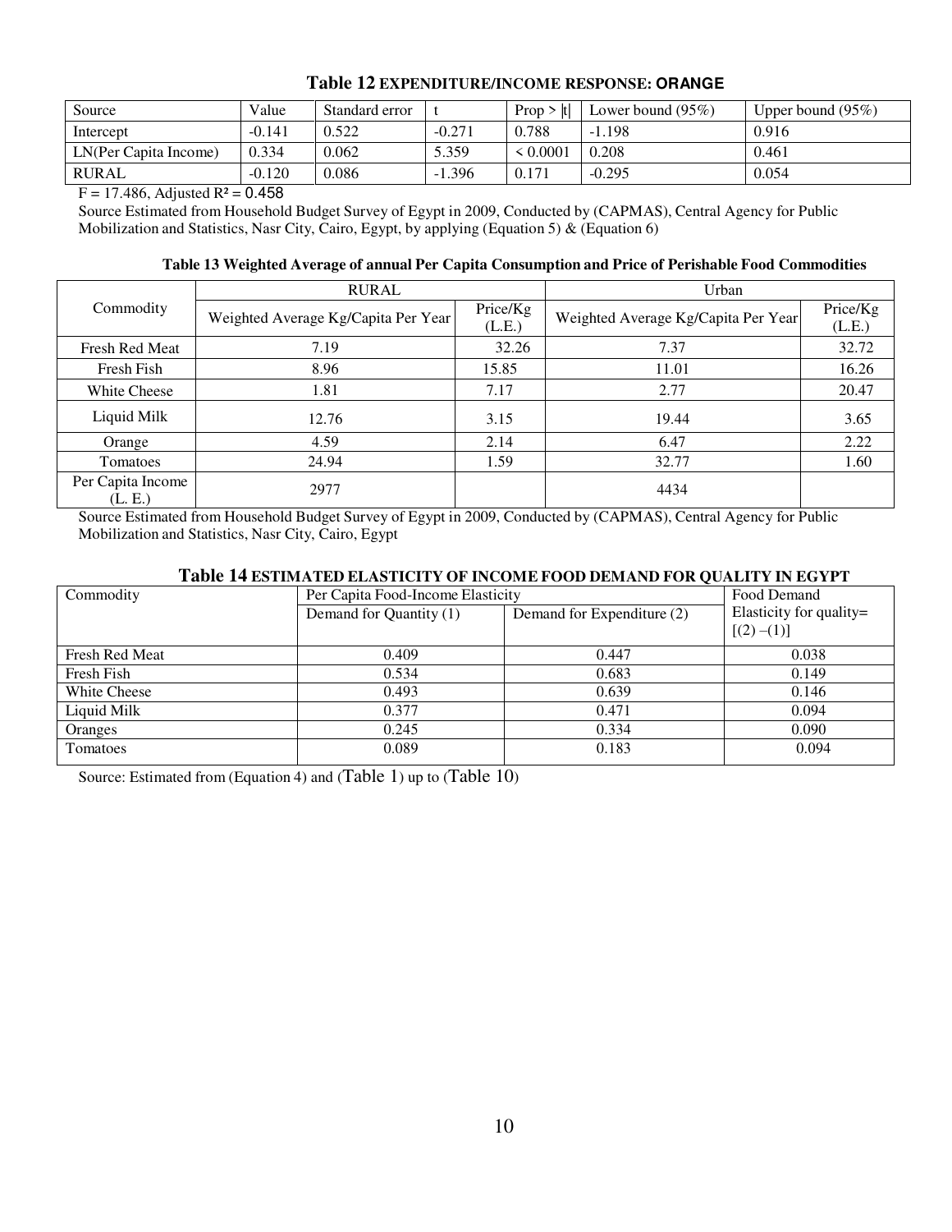**Table 12 EXPENDITURE/INCOME RESPONSE: ORANGE**

| Source | Value | Standard error | t | Prop > \|t\| | Lower bound (95%) | Upper bound (95%) |
|---|---|---|---|---|---|---|
| Intercept | -0.141 | 0.522 | -0.271 | 0.788 | -1.198 | 0.916 |
| LN(Per Capita Income) | 0.334 | 0.062 | 5.359 | < 0.0001 | 0.208 | 0.461 |
| RURAL | -0.120 | 0.086 | -1.396 | 0.171 | -0.295 | 0.054 |

$F = 17.486$, Adjusted $R^2 = 0.458$

Source Estimated from Household Budget Survey of Egypt in 2009, Conducted by (CAPMAS), Central Agency for Public Mobilization and Statistics, Nasr City, Cairo, Egypt, by applying (Equation 5) & (Equation 6)

**Table 13 Weighted Average of annual Per Capita Consumption and Price of Perishable Food Commodities**

| Commodity | RURAL | | Urban | |
|---|---|---|---|---|
| | Weighted Average Kg/Capita Per Year | Price/Kg (L.E.) | Weighted Average Kg/Capita Per Year | Price/Kg (L.E.) |
| Fresh Red Meat | 7.19 | 32.26 | 7.37 | 32.72 |
| Fresh Fish | 8.96 | 15.85 | 11.01 | 16.26 |
| White Cheese | 1.81 | 7.17 | 2.77 | 20.47 |
| Liquid Milk | 12.76 | 3.15 | 19.44 | 3.65 |
| Orange | 4.59 | 2.14 | 6.47 | 2.22 |
| Tomatoes | 24.94 | 1.59 | 32.77 | 1.60 |
| Per Capita Income (L. E.) | 2977 | | 4434 | |

Source Estimated from Household Budget Survey of Egypt in 2009, Conducted by (CAPMAS), Central Agency for Public Mobilization and Statistics, Nasr City, Cairo, Egypt

**Table 14 ESTIMATED ELASTICITY OF INCOME FOOD DEMAND FOR QUALITY IN EGYPT**

| Commodity | Per Capita Food-Income Elasticity | | Food Demand Elasticity for quality= [(2) –(1)] |
|---|---|---|---|
| | Demand for Quantity (1) | Demand for Expenditure (2) | |
| Fresh Red Meat | 0.409 | 0.447 | 0.038 |
| Fresh Fish | 0.534 | 0.683 | 0.149 |
| White Cheese | 0.493 | 0.639 | 0.146 |
| Liquid Milk | 0.377 | 0.471 | 0.094 |
| Oranges | 0.245 | 0.334 | 0.090 |
| Tomatoes | 0.089 | 0.183 | 0.094 |

Source: Estimated from (Equation 4) and (Table 1) up to (Table 10)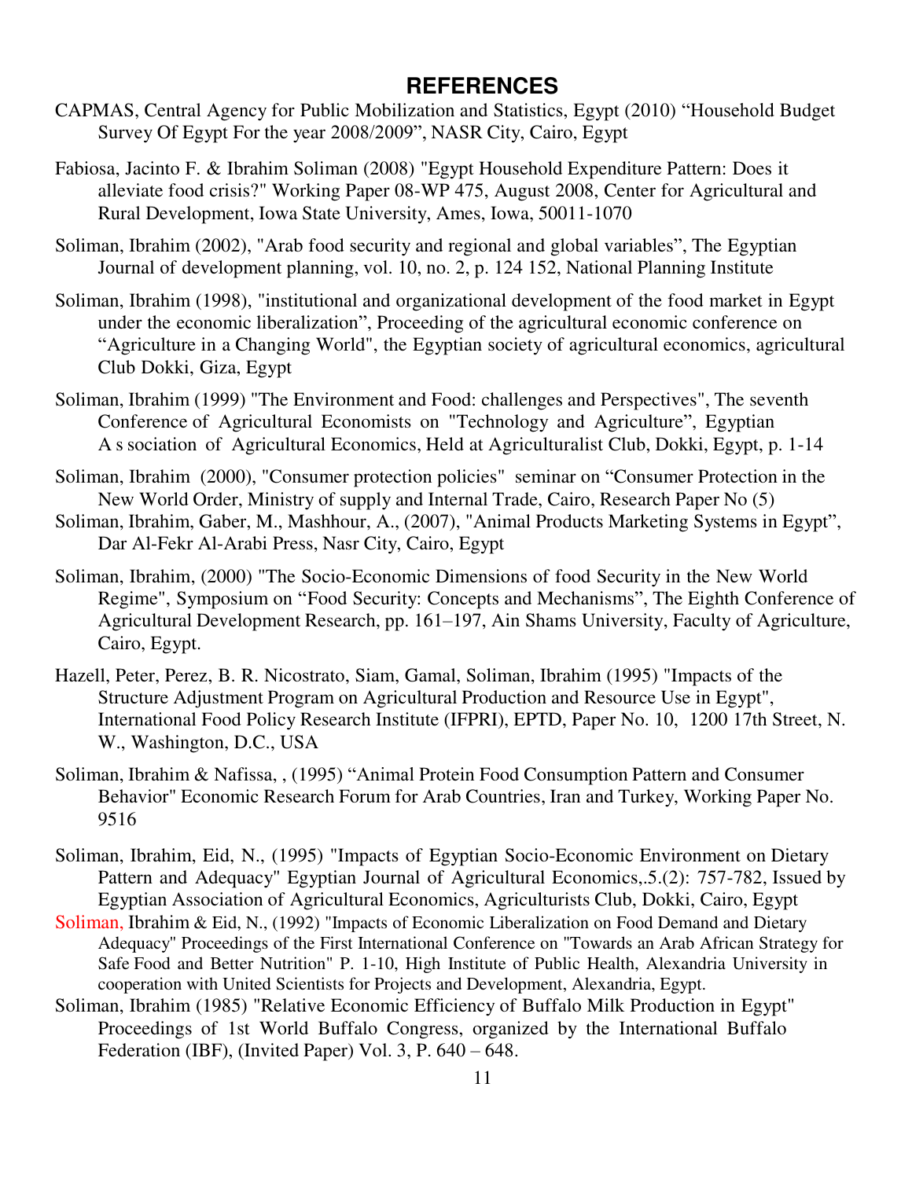## REFERENCES

CAPMAS, Central Agency for Public Mobilization and Statistics, Egypt (2010) "Household Budget Survey Of Egypt For the year 2008/2009", NASR City, Cairo, Egypt

Fabiosa, Jacinto F. & Ibrahim Soliman (2008) "Egypt Household Expenditure Pattern: Does it alleviate food crisis?" Working Paper 08-WP 475, August 2008, Center for Agricultural and Rural Development, Iowa State University, Ames, Iowa, 50011-1070

Soliman, Ibrahim (2002), "Arab food security and regional and global variables", The Egyptian Journal of development planning, vol. 10, no. 2, p. 124 152, National Planning Institute

Soliman, Ibrahim (1998), "institutional and organizational development of the food market in Egypt under the economic liberalization", Proceeding of the agricultural economic conference on "Agriculture in a Changing World", the Egyptian society of agricultural economics, agricultural Club Dokki, Giza, Egypt

Soliman, Ibrahim (1999) "The Environment and Food: challenges and Perspectives", The seventh Conference of Agricultural Economists on "Technology and Agriculture", Egyptian A s sociation of Agricultural Economics, Held at Agriculturalist Club, Dokki, Egypt, p. 1-14

Soliman, Ibrahim (2000), "Consumer protection policies" seminar on "Consumer Protection in the New World Order, Ministry of supply and Internal Trade, Cairo, Research Paper No (5)

Soliman, Ibrahim, Gaber, M., Mashhour, A., (2007), "Animal Products Marketing Systems in Egypt", Dar Al-Fekr Al-Arabi Press, Nasr City, Cairo, Egypt

Soliman, Ibrahim, (2000) "The Socio-Economic Dimensions of food Security in the New World Regime", Symposium on "Food Security: Concepts and Mechanisms", The Eighth Conference of Agricultural Development Research, pp. 161–197, Ain Shams University, Faculty of Agriculture, Cairo, Egypt.

Hazell, Peter, Perez, B. R. Nicostrato, Siam, Gamal, Soliman, Ibrahim (1995) "Impacts of the Structure Adjustment Program on Agricultural Production and Resource Use in Egypt", International Food Policy Research Institute (IFPRI), EPTD, Paper No. 10, 1200 17th Street, N. W., Washington, D.C., USA

Soliman, Ibrahim & Nafissa, , (1995) "Animal Protein Food Consumption Pattern and Consumer Behavior" Economic Research Forum for Arab Countries, Iran and Turkey, Working Paper No. 9516

Soliman, Ibrahim, Eid, N., (1995) "Impacts of Egyptian Socio-Economic Environment on Dietary Pattern and Adequacy" Egyptian Journal of Agricultural Economics,.5.(2): 757-782, Issued by Egyptian Association of Agricultural Economics, Agriculturists Club, Dokki, Cairo, Egypt

Soliman, Ibrahim & Eid, N., (1992) "Impacts of Economic Liberalization on Food Demand and Dietary Adequacy" Proceedings of the First International Conference on "Towards an Arab African Strategy for Safe Food and Better Nutrition" P. 1-10, High Institute of Public Health, Alexandria University in cooperation with United Scientists for Projects and Development, Alexandria, Egypt.

Soliman, Ibrahim (1985) "Relative Economic Efficiency of Buffalo Milk Production in Egypt" Proceedings of 1st World Buffalo Congress, organized by the International Buffalo Federation (IBF), (Invited Paper) Vol. 3, P. 640 – 648.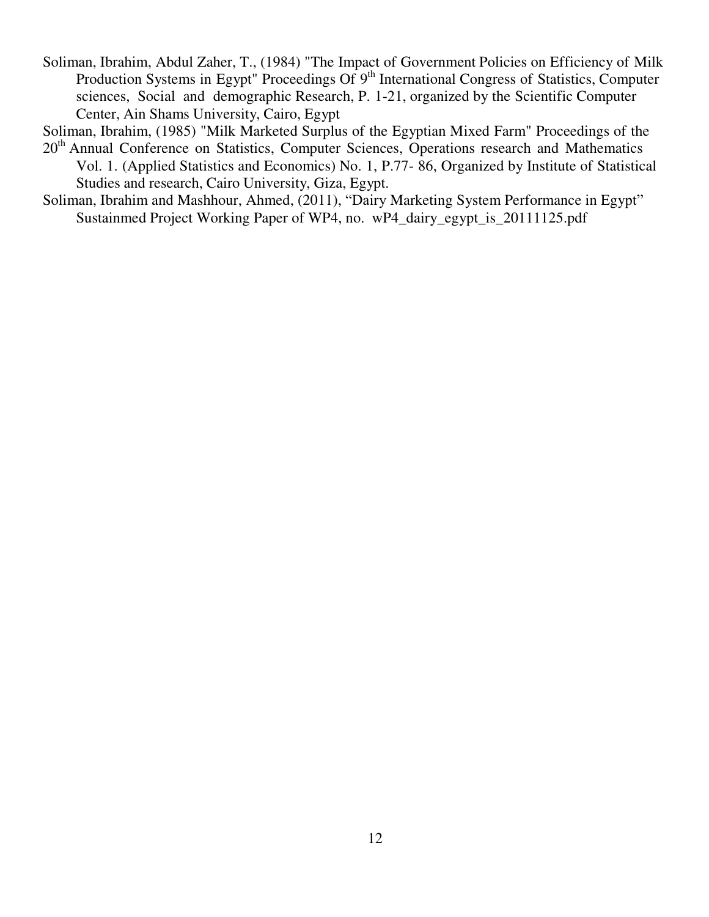Soliman, Ibrahim, Abdul Zaher, T., (1984) "The Impact of Government Policies on Efficiency of Milk Production Systems in Egypt" Proceedings Of 9th International Congress of Statistics, Computer sciences, Social and demographic Research, P. 1-21, organized by the Scientific Computer Center, Ain Shams University, Cairo, Egypt

Soliman, Ibrahim, (1985) "Milk Marketed Surplus of the Egyptian Mixed Farm" Proceedings of the 20th Annual Conference on Statistics, Computer Sciences, Operations research and Mathematics Vol. 1. (Applied Statistics and Economics) No. 1, P.77- 86, Organized by Institute of Statistical Studies and research, Cairo University, Giza, Egypt.

Soliman, Ibrahim and Mashhour, Ahmed, (2011), "Dairy Marketing System Performance in Egypt" Sustainmed Project Working Paper of WP4, no. wP4_dairy_egypt_is_20111125.pdf